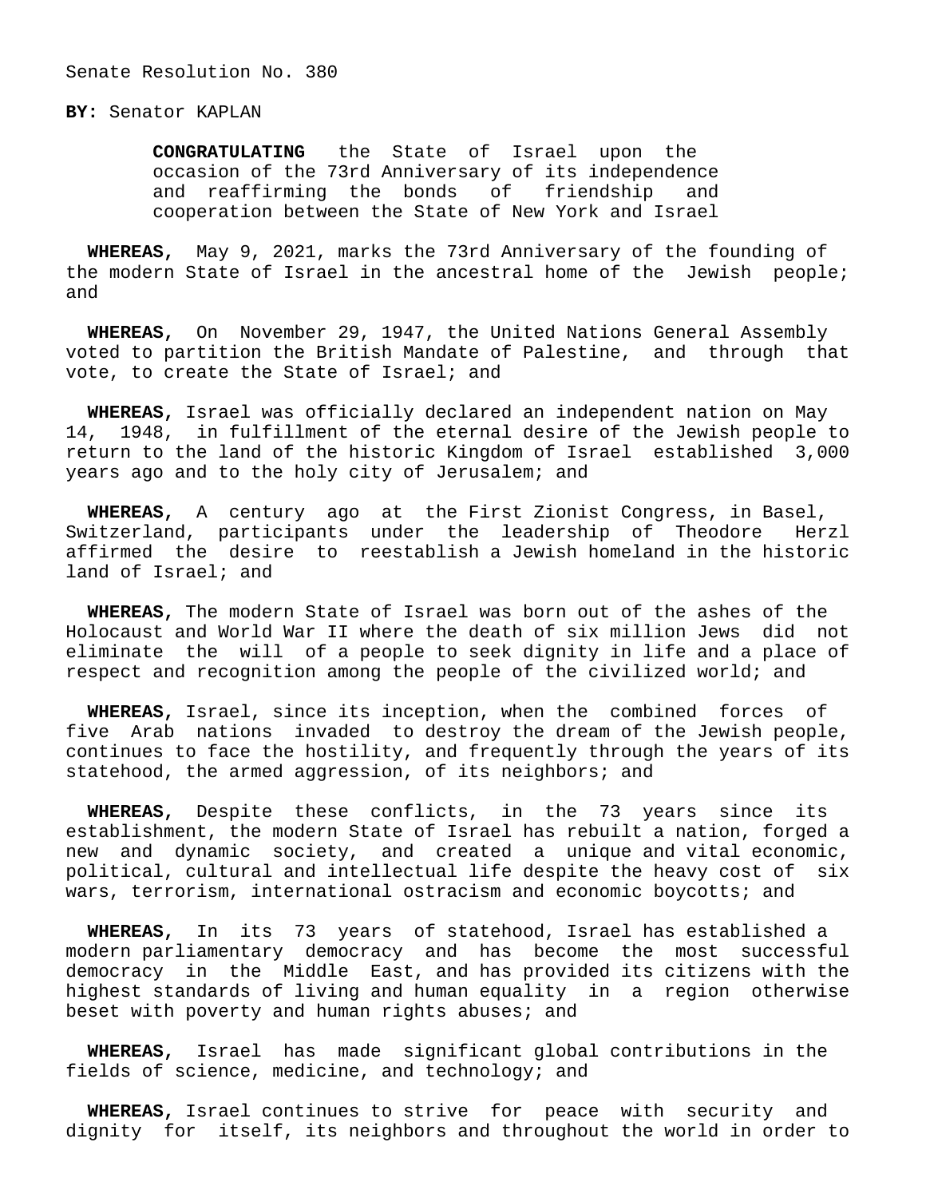Senate Resolution No. 380

**BY:** Senator KAPLAN

**CONGRATULATING** the State of Israel upon the occasion of the 73rd Anniversary of its independence and reaffirming the bonds of friendship and cooperation between the State of New York and Israel

**WHEREAS,** May 9, 2021, marks the 73rd Anniversary of the founding of the modern State of Israel in the ancestral home of the Jewish people; and

**WHEREAS,** On November 29, 1947, the United Nations General Assembly voted to partition the British Mandate of Palestine, and through that vote, to create the State of Israel; and

**WHEREAS,** Israel was officially declared an independent nation on May 14, 1948, in fulfillment of the eternal desire of the Jewish people to return to the land of the historic Kingdom of Israel established 3,000 years ago and to the holy city of Jerusalem; and

**WHEREAS,** A century ago at the First Zionist Congress, in Basel, Switzerland, participants under the leadership of Theodore Herzl affirmed the desire to reestablish a Jewish homeland in the historic land of Israel; and

**WHEREAS,** The modern State of Israel was born out of the ashes of the Holocaust and World War II where the death of six million Jews did not eliminate the will of a people to seek dignity in life and a place of respect and recognition among the people of the civilized world; and

**WHEREAS,** Israel, since its inception, when the combined forces of five Arab nations invaded to destroy the dream of the Jewish people, continues to face the hostility, and frequently through the years of its statehood, the armed aggression, of its neighbors; and

**WHEREAS,** Despite these conflicts, in the 73 years since its establishment, the modern State of Israel has rebuilt a nation, forged a new and dynamic society, and created a unique and vital economic, political, cultural and intellectual life despite the heavy cost of six wars, terrorism, international ostracism and economic boycotts; and

**WHEREAS,** In its 73 years of statehood, Israel has established a modern parliamentary democracy and has become the most successful democracy in the Middle East, and has provided its citizens with the highest standards of living and human equality in a region otherwise beset with poverty and human rights abuses; and

**WHEREAS,** Israel has made significant global contributions in the fields of science, medicine, and technology; and

**WHEREAS,** Israel continues to strive for peace with security and dignity for itself, its neighbors and throughout the world in order to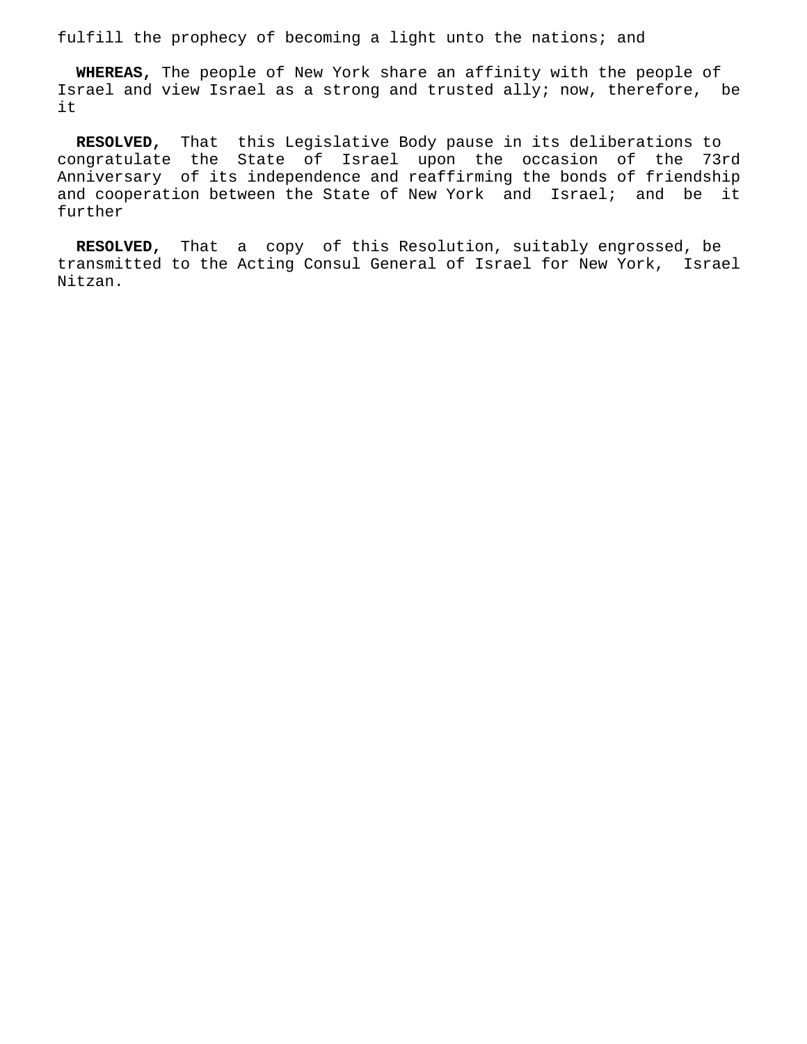fulfill the prophecy of becoming a light unto the nations; and

**WHEREAS,** The people of New York share an affinity with the people of Israel and view Israel as a strong and trusted ally; now, therefore, be it

**RESOLVED,** That this Legislative Body pause in its deliberations to congratulate the State of Israel upon the occasion of the 73rd Anniversary of its independence and reaffirming the bonds of friendship and cooperation between the State of New York and Israel; and be it further

**RESOLVED,** That a copy of this Resolution, suitably engrossed, be transmitted to the Acting Consul General of Israel for New York, Israel Nitzan.